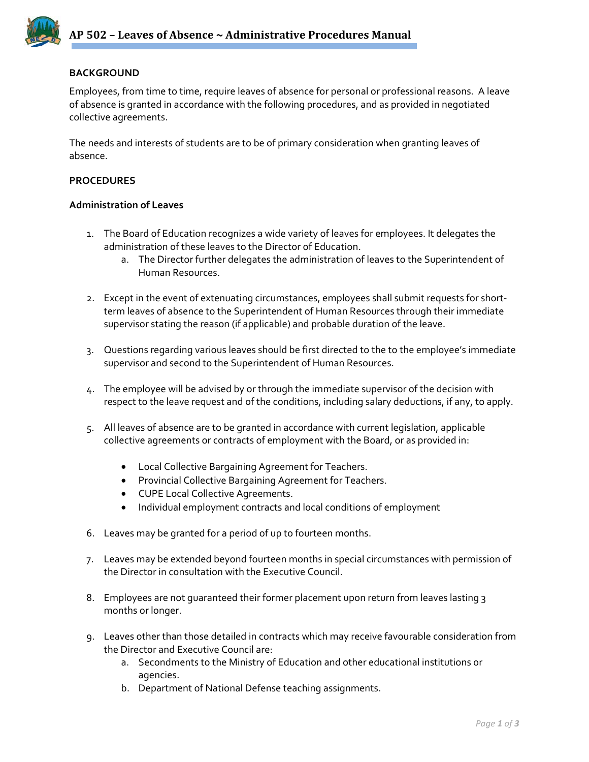# AP 502 – Leaves of Absence ~ Administrative Procedures Manual

## BACKGROUND

Employees, from time to time, require leaves of absence for personal or professional reasons. A leave of absence is granted in accordance with the following procedures, and as provided in negotiated collective agreements.

The needs and interests of students are to be of primary consideration when granting leaves of absence.

## PROCEDURES

### Administration of Leaves

1. The Board of Education recognizes a wide variety of leaves for employees. It delegates the administration of these leaves to the Director of Education.
    a. The Director further delegates the administration of leaves to the Superintendent of Human Resources.

2. Except in the event of extenuating circumstances, employees shall submit requests for short-term leaves of absence to the Superintendent of Human Resources through their immediate supervisor stating the reason (if applicable) and probable duration of the leave.

3. Questions regarding various leaves should be first directed to the to the employee's immediate supervisor and second to the Superintendent of Human Resources.

4. The employee will be advised by or through the immediate supervisor of the decision with respect to the leave request and of the conditions, including salary deductions, if any, to apply.

5. All leaves of absence are to be granted in accordance with current legislation, applicable collective agreements or contracts of employment with the Board, or as provided in:

    - Local Collective Bargaining Agreement for Teachers.
    - Provincial Collective Bargaining Agreement for Teachers.
    - CUPE Local Collective Agreements.
    - Individual employment contracts and local conditions of employment

6. Leaves may be granted for a period of up to fourteen months.

7. Leaves may be extended beyond fourteen months in special circumstances with permission of the Director in consultation with the Executive Council.

8. Employees are not guaranteed their former placement upon return from leaves lasting 3 months or longer.

9. Leaves other than those detailed in contracts which may receive favourable consideration from the Director and Executive Council are:
    a. Secondments to the Ministry of Education and other educational institutions or agencies.
    b. Department of National Defense teaching assignments.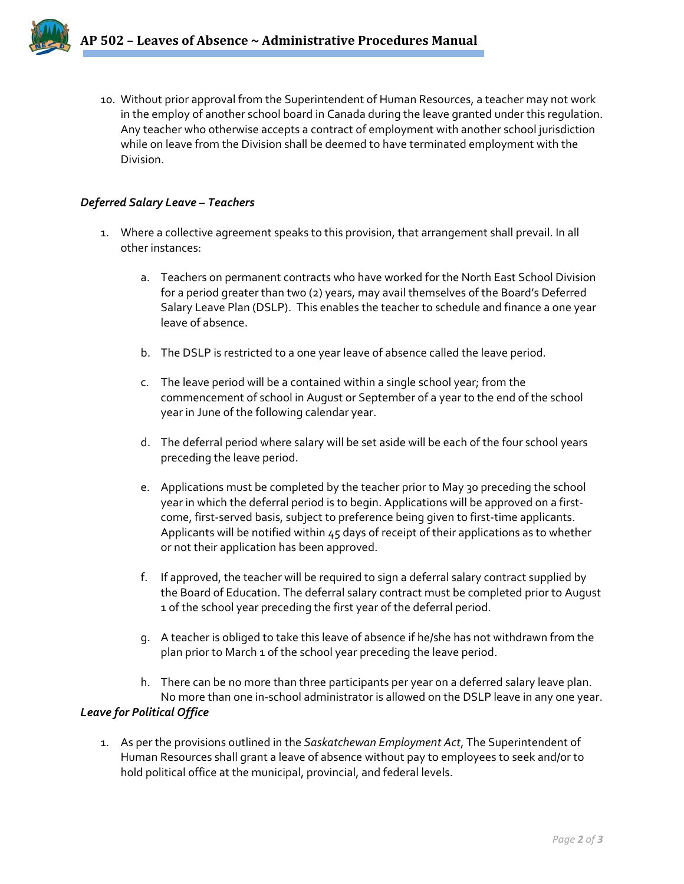10. Without prior approval from the Superintendent of Human Resources, a teacher may not work in the employ of another school board in Canada during the leave granted under this regulation. Any teacher who otherwise accepts a contract of employment with another school jurisdiction while on leave from the Division shall be deemed to have terminated employment with the Division.

### *Deferred Salary Leave – Teachers*

1. Where a collective agreement speaks to this provision, that arrangement shall prevail. In all other instances:

    a. Teachers on permanent contracts who have worked for the North East School Division for a period greater than two (2) years, may avail themselves of the Board's Deferred Salary Leave Plan (DSLP). This enables the teacher to schedule and finance a one year leave of absence.

    b. The DSLP is restricted to a one year leave of absence called the leave period.

    c. The leave period will be a contained within a single school year; from the commencement of school in August or September of a year to the end of the school year in June of the following calendar year.

    d. The deferral period where salary will be set aside will be each of the four school years preceding the leave period.

    e. Applications must be completed by the teacher prior to May 30 preceding the school year in which the deferral period is to begin. Applications will be approved on a first-come, first-served basis, subject to preference being given to first-time applicants. Applicants will be notified within 45 days of receipt of their applications as to whether or not their application has been approved.

    f. If approved, the teacher will be required to sign a deferral salary contract supplied by the Board of Education. The deferral salary contract must be completed prior to August 1 of the school year preceding the first year of the deferral period.

    g. A teacher is obliged to take this leave of absence if he/she has not withdrawn from the plan prior to March 1 of the school year preceding the leave period.

    h. There can be no more than three participants per year on a deferred salary leave plan. No more than one in-school administrator is allowed on the DSLP leave in any one year.

### *Leave for Political Office*

1. As per the provisions outlined in the *Saskatchewan Employment Act*, The Superintendent of Human Resources shall grant a leave of absence without pay to employees to seek and/or to hold political office at the municipal, provincial, and federal levels.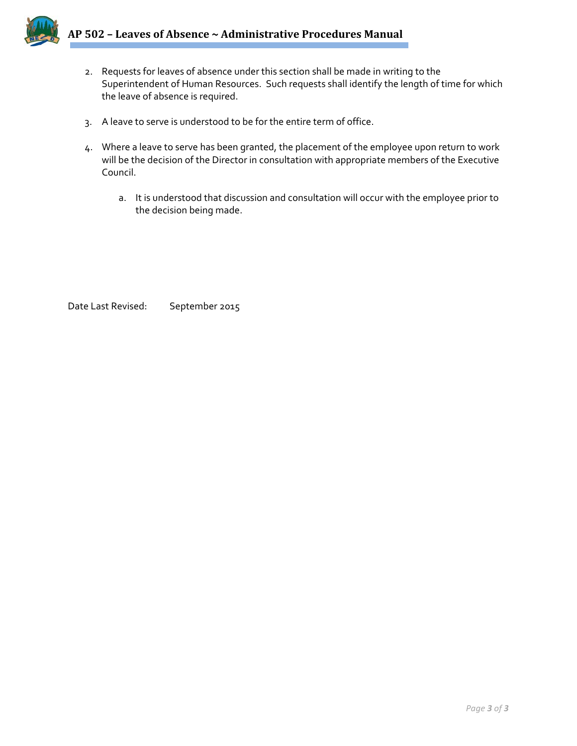2. Requests for leaves of absence under this section shall be made in writing to the Superintendent of Human Resources. Such requests shall identify the length of time for which the leave of absence is required.

3. A leave to serve is understood to be for the entire term of office.

4. Where a leave to serve has been granted, the placement of the employee upon return to work will be the decision of the Director in consultation with appropriate members of the Executive Council.

    a. It is understood that discussion and consultation will occur with the employee prior to the decision being made.

Date Last Revised: September 2015